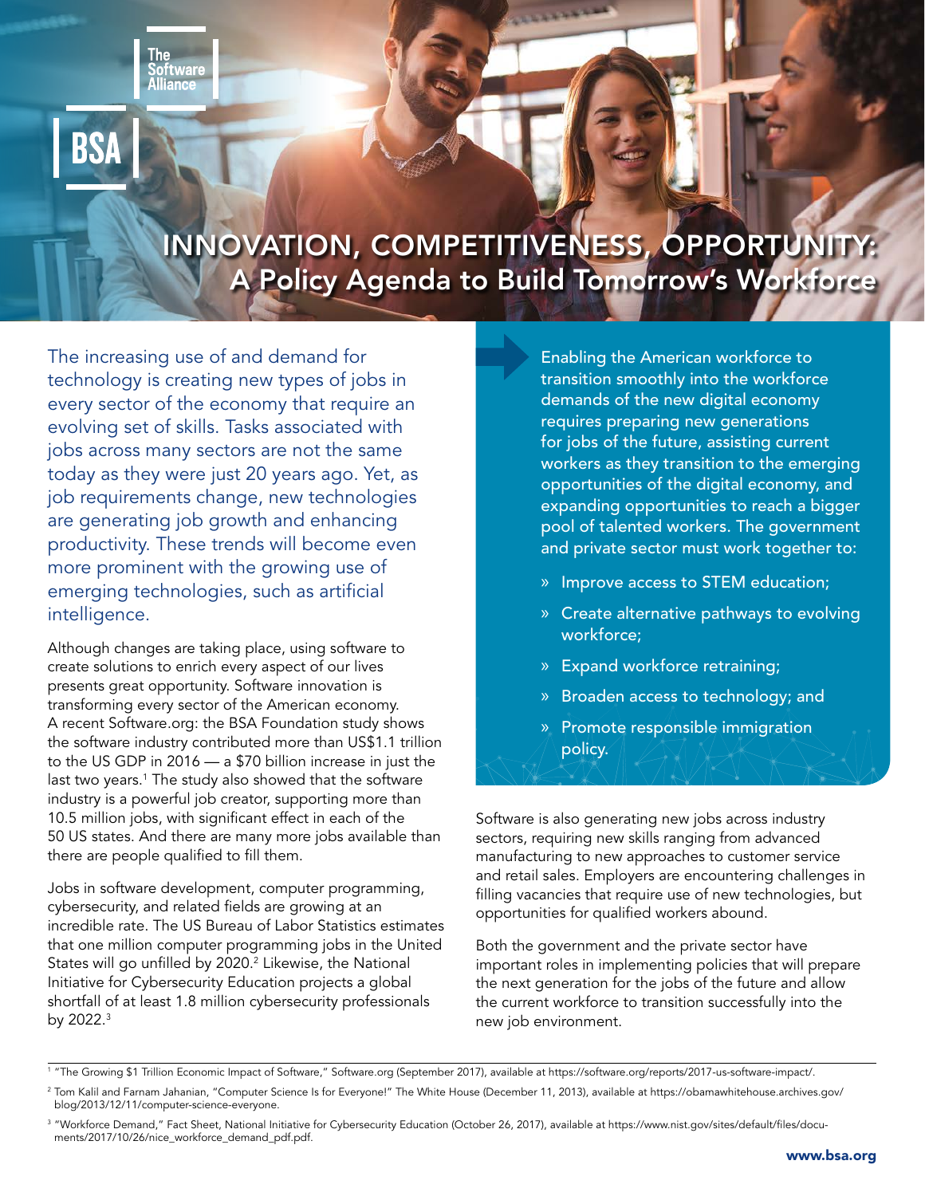The Software Alliance

BSA

# INNOVATION, COMPETITIVENESS, OPPORTUNITY: A Policy Agenda to Build Tomorrow's Workforce

The increasing use of and demand for technology is creating new types of jobs in every sector of the economy that require an evolving set of skills. Tasks associated with jobs across many sectors are not the same today as they were just 20 years ago. Yet, as job requirements change, new technologies are generating job growth and enhancing productivity. These trends will become even more prominent with the growing use of emerging technologies, such as artificial intelligence.

Although changes are taking place, using software to create solutions to enrich every aspect of our lives presents great opportunity. Software innovation is transforming every sector of the American economy. A recent Software.org: the BSA Foundation study shows the software industry contributed more than US$1.1 trillion to the US GDP in 2016 — a $70 billion increase in just the last two years.[1] The study also showed that the software industry is a powerful job creator, supporting more than 10.5 million jobs, with significant effect in each of the 50 US states. And there are many more jobs available than there are people qualified to fill them.

Jobs in software development, computer programming, cybersecurity, and related fields are growing at an incredible rate. The US Bureau of Labor Statistics estimates that one million computer programming jobs in the United States will go unfilled by 2020.[2] Likewise, the National Initiative for Cybersecurity Education projects a global shortfall of at least 1.8 million cybersecurity professionals by 2022.[3]

Enabling the American workforce to transition smoothly into the workforce demands of the new digital economy requires preparing new generations for jobs of the future, assisting current workers as they transition to the emerging opportunities of the digital economy, and expanding opportunities to reach a bigger pool of talented workers. The government and private sector must work together to:

- Improve access to STEM education;
- Create alternative pathways to evolving workforce;
- Expand workforce retraining;
- Broaden access to technology; and
- Promote responsible immigration policy.

Software is also generating new jobs across industry sectors, requiring new skills ranging from advanced manufacturing to new approaches to customer service and retail sales. Employers are encountering challenges in filling vacancies that require use of new technologies, but opportunities for qualified workers abound.

Both the government and the private sector have important roles in implementing policies that will prepare the next generation for the jobs of the future and allow the current workforce to transition successfully into the new job environment.

---

[1] "The Growing $1 Trillion Economic Impact of Software," Software.org (September 2017), available at https://software.org/reports/2017-us-software-impact/.

[2] Tom Kalil and Farnam Jahanian, "Computer Science Is for Everyone!" The White House (December 11, 2013), available at https://obamawhitehouse.archives.gov/blog/2013/12/11/computer-science-everyone.

[3] "Workforce Demand," Fact Sheet, National Initiative for Cybersecurity Education (October 26, 2017), available at https://www.nist.gov/sites/default/files/documents/2017/10/26/nice_workforce_demand_pdf.pdf.

www.bsa.org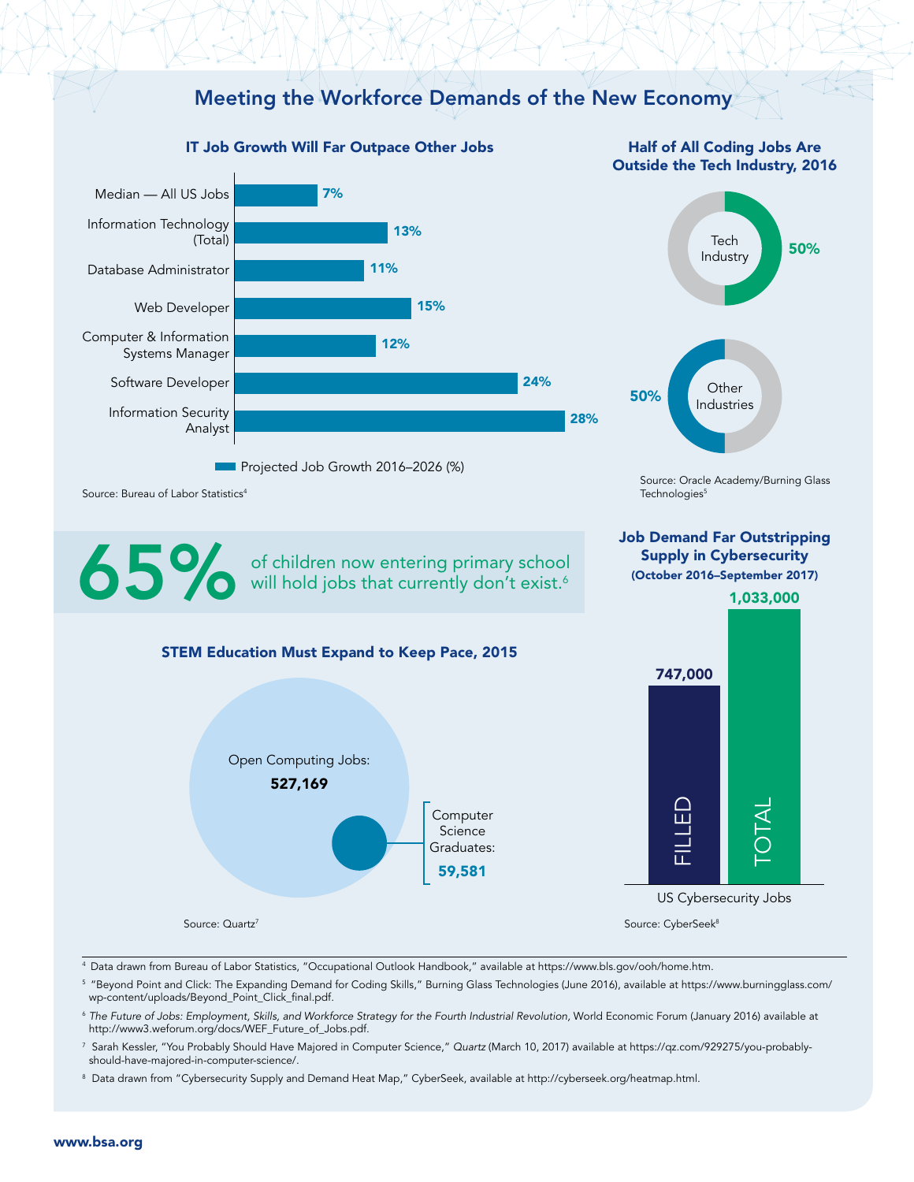# Meeting the Workforce Demands of the New Economy

## IT Job Growth Will Far Outpace Other Jobs

| Occupation | Projected Job Growth 2016–2026 (%) |
| --- | --- |
| Median — All US Jobs | 7% |
| Information Technology (Total) | 13% |
| Database Administrator | 11% |
| Web Developer | 15% |
| Computer & Information Systems Manager | 12% |
| Software Developer | 24% |
| Information Security Analyst | 28% |

Source: Bureau of Labor Statistics[4]

## Half of All Coding Jobs Are Outside the Tech Industry, 2016

| Industry | Share |
| --- | --- |
| Tech Industry | 50% |
| Other Industries | 50% |

Source: Oracle Academy/Burning Glass Technologies[5]

**65%** of children now entering primary school will hold jobs that currently don't exist.[6]

## Job Demand Far Outstripping Supply in Cybersecurity (October 2016–September 2017)

| US Cybersecurity Jobs | |
| --- | --- |
| FILLED | 747,000 |
| TOTAL | 1,033,000 |

Source: CyberSeek[8]

## STEM Education Must Expand to Keep Pace, 2015

| | |
| --- | --- |
| Open Computing Jobs | 527,169 |
| Computer Science Graduates | 59,581 |

Source: Quartz[7]

---

[4] Data drawn from Bureau of Labor Statistics, "Occupational Outlook Handbook," available at https://www.bls.gov/ooh/home.htm.

[5] "Beyond Point and Click: The Expanding Demand for Coding Skills," Burning Glass Technologies (June 2016), available at https://www.burningglass.com/wp-content/uploads/Beyond_Point_Click_final.pdf.

[6] *The Future of Jobs: Employment, Skills, and Workforce Strategy for the Fourth Industrial Revolution*, World Economic Forum (January 2016) available at http://www3.weforum.org/docs/WEF_Future_of_Jobs.pdf.

[7] Sarah Kessler, "You Probably Should Have Majored in Computer Science," *Quartz* (March 10, 2017) available at https://qz.com/929275/you-probably-should-have-majored-in-computer-science/.

[8] Data drawn from "Cybersecurity Supply and Demand Heat Map," CyberSeek, available at http://cyberseek.org/heatmap.html.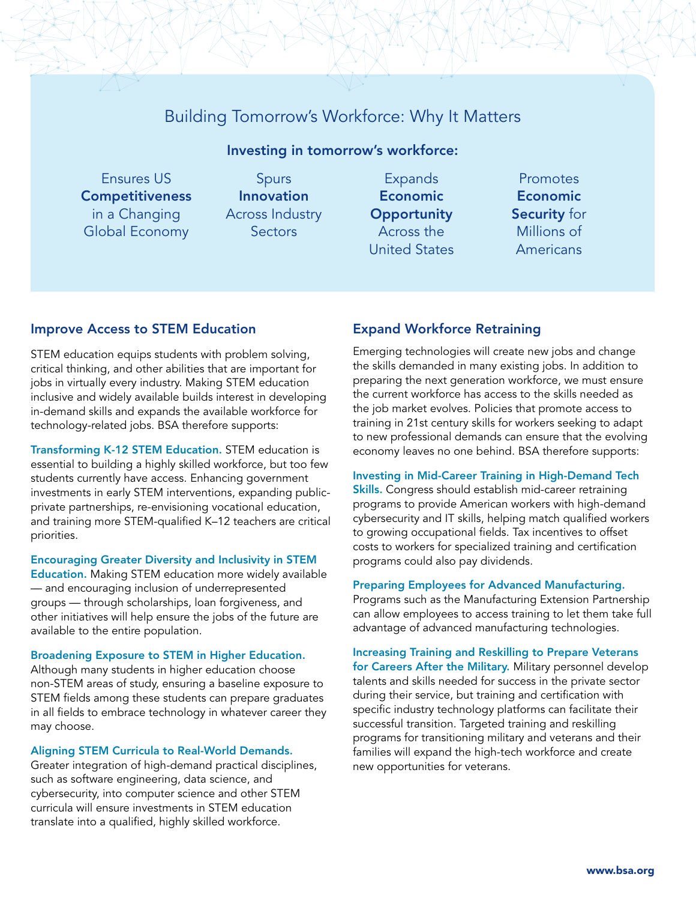## Building Tomorrow's Workforce: Why It Matters

**Investing in tomorrow's workforce:**

- Ensures US **Competitiveness** in a Changing Global Economy
- Spurs **Innovation** Across Industry Sectors
- Expands **Economic Opportunity** Across the United States
- Promotes **Economic Security** for Millions of Americans

### Improve Access to STEM Education

STEM education equips students with problem solving, critical thinking, and other abilities that are important for jobs in virtually every industry. Making STEM education inclusive and widely available builds interest in developing in-demand skills and expands the available workforce for technology-related jobs. BSA therefore supports:

**Transforming K-12 STEM Education.** STEM education is essential to building a highly skilled workforce, but too few students currently have access. Enhancing government investments in early STEM interventions, expanding public-private partnerships, re-envisioning vocational education, and training more STEM-qualified K–12 teachers are critical priorities.

**Encouraging Greater Diversity and Inclusivity in STEM Education.** Making STEM education more widely available — and encouraging inclusion of underrepresented groups — through scholarships, loan forgiveness, and other initiatives will help ensure the jobs of the future are available to the entire population.

**Broadening Exposure to STEM in Higher Education.** Although many students in higher education choose non-STEM areas of study, ensuring a baseline exposure to STEM fields among these students can prepare graduates in all fields to embrace technology in whatever career they may choose.

**Aligning STEM Curricula to Real-World Demands.** Greater integration of high-demand practical disciplines, such as software engineering, data science, and cybersecurity, into computer science and other STEM curricula will ensure investments in STEM education translate into a qualified, highly skilled workforce.

### Expand Workforce Retraining

Emerging technologies will create new jobs and change the skills demanded in many existing jobs. In addition to preparing the next generation workforce, we must ensure the current workforce has access to the skills needed as the job market evolves. Policies that promote access to training in 21st century skills for workers seeking to adapt to new professional demands can ensure that the evolving economy leaves no one behind. BSA therefore supports:

**Investing in Mid-Career Training in High-Demand Tech Skills.** Congress should establish mid-career retraining programs to provide American workers with high-demand cybersecurity and IT skills, helping match qualified workers to growing occupational fields. Tax incentives to offset costs to workers for specialized training and certification programs could also pay dividends.

**Preparing Employees for Advanced Manufacturing.** Programs such as the Manufacturing Extension Partnership can allow employees to access training to let them take full advantage of advanced manufacturing technologies.

**Increasing Training and Reskilling to Prepare Veterans for Careers After the Military.** Military personnel develop talents and skills needed for success in the private sector during their service, but training and certification with specific industry technology platforms can facilitate their successful transition. Targeted training and reskilling programs for transitioning military and veterans and their families will expand the high-tech workforce and create new opportunities for veterans.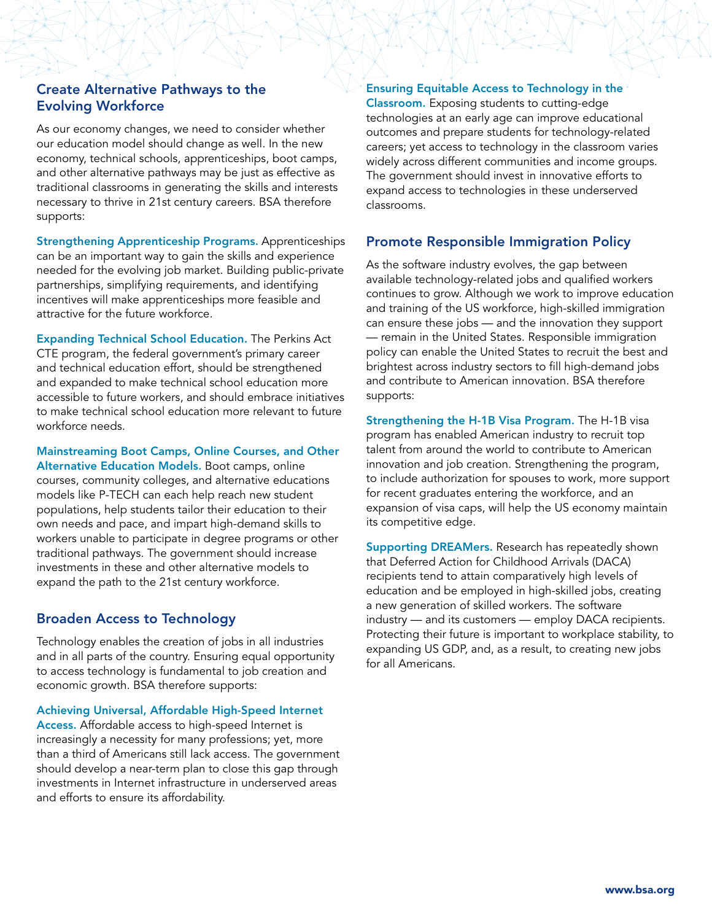## Create Alternative Pathways to the Evolving Workforce

As our economy changes, we need to consider whether our education model should change as well. In the new economy, technical schools, apprenticeships, boot camps, and other alternative pathways may be just as effective as traditional classrooms in generating the skills and interests necessary to thrive in 21st century careers. BSA therefore supports:

**Strengthening Apprenticeship Programs.** Apprenticeships can be an important way to gain the skills and experience needed for the evolving job market. Building public-private partnerships, simplifying requirements, and identifying incentives will make apprenticeships more feasible and attractive for the future workforce.

**Expanding Technical School Education.** The Perkins Act CTE program, the federal government's primary career and technical education effort, should be strengthened and expanded to make technical school education more accessible to future workers, and should embrace initiatives to make technical school education more relevant to future workforce needs.

**Mainstreaming Boot Camps, Online Courses, and Other Alternative Education Models.** Boot camps, online courses, community colleges, and alternative educations models like P-TECH can each help reach new student populations, help students tailor their education to their own needs and pace, and impart high-demand skills to workers unable to participate in degree programs or other traditional pathways. The government should increase investments in these and other alternative models to expand the path to the 21st century workforce.

## Broaden Access to Technology

Technology enables the creation of jobs in all industries and in all parts of the country. Ensuring equal opportunity to access technology is fundamental to job creation and economic growth. BSA therefore supports:

**Achieving Universal, Affordable High-Speed Internet Access.** Affordable access to high-speed Internet is increasingly a necessity for many professions; yet, more than a third of Americans still lack access. The government should develop a near-term plan to close this gap through investments in Internet infrastructure in underserved areas and efforts to ensure its affordability.

**Ensuring Equitable Access to Technology in the Classroom.** Exposing students to cutting-edge technologies at an early age can improve educational outcomes and prepare students for technology-related careers; yet access to technology in the classroom varies widely across different communities and income groups. The government should invest in innovative efforts to expand access to technologies in these underserved classrooms.

## Promote Responsible Immigration Policy

As the software industry evolves, the gap between available technology-related jobs and qualified workers continues to grow. Although we work to improve education and training of the US workforce, high-skilled immigration can ensure these jobs — and the innovation they support — remain in the United States. Responsible immigration policy can enable the United States to recruit the best and brightest across industry sectors to fill high-demand jobs and contribute to American innovation. BSA therefore supports:

**Strengthening the H-1B Visa Program.** The H-1B visa program has enabled American industry to recruit top talent from around the world to contribute to American innovation and job creation. Strengthening the program, to include authorization for spouses to work, more support for recent graduates entering the workforce, and an expansion of visa caps, will help the US economy maintain its competitive edge.

**Supporting DREAMers.** Research has repeatedly shown that Deferred Action for Childhood Arrivals (DACA) recipients tend to attain comparatively high levels of education and be employed in high-skilled jobs, creating a new generation of skilled workers. The software industry — and its customers — employ DACA recipients. Protecting their future is important to workplace stability, to expanding US GDP, and, as a result, to creating new jobs for all Americans.

www.bsa.org